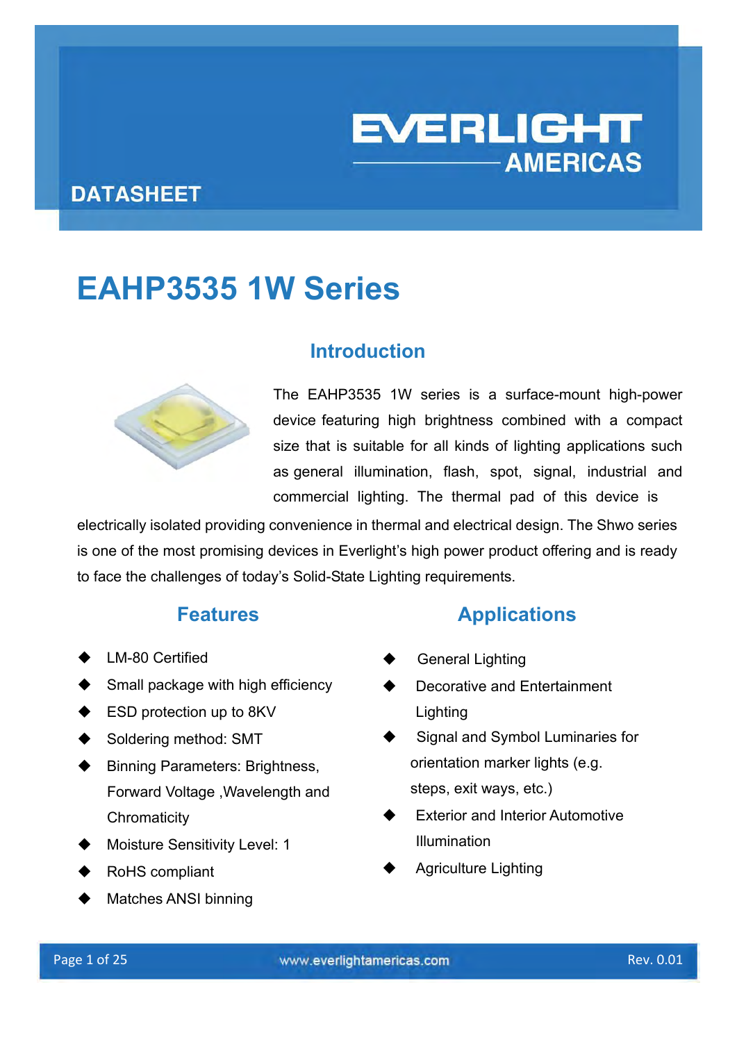EVERLIGHT AMERICAS

DATASHEET

# EAHP3535 1W Series

## Introduction

The EAHP3535 1W series is a surface-mount high-power device featuring high brightness combined with a compact size that is suitable for all kinds of lighting applications such as general illumination, flash, spot, signal, industrial and commercial lighting. The thermal pad of this device is electrically isolated providing convenience in thermal and electrical design. The Shwo series is one of the most promising devices in Everlight's high power product offering and is ready to face the challenges of today's Solid-State Lighting requirements.

## Features

- LM-80 Certified
- Small package with high efficiency
- ESD protection up to 8KV
- Soldering method: SMT
- Binning Parameters: Brightness, Forward Voltage ,Wavelength and Chromaticity
- Moisture Sensitivity Level: 1
- RoHS compliant
- Matches ANSI binning

## Applications

- General Lighting
- Decorative and Entertainment Lighting
- Signal and Symbol Luminaries for orientation marker lights (e.g. steps, exit ways, etc.)
- Exterior and Interior Automotive Illumination
- Agriculture Lighting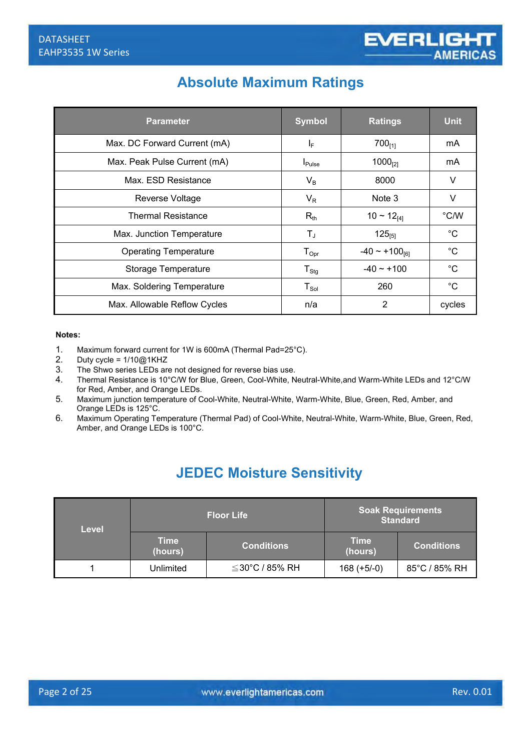## Absolute Maximum Ratings

| Parameter | Symbol | Ratings | Unit |
|---|---|---|---|
| Max. DC Forward Current (mA) | $I_F$ | 700[1] | mA |
| Max. Peak Pulse Current (mA) | $I_{Pulse}$ | 1000[2] | mA |
| Max. ESD Resistance | $V_B$ | 8000 | V |
| Reverse Voltage | $V_R$ | Note 3 | V |
| Thermal Resistance | $R_{th}$ | 10 ~ 12[4] | °C/W |
| Max. Junction Temperature | $T_J$ | 125[5] | °C |
| Operating Temperature | $T_{Opr}$ | -40 ~ +100[6] | °C |
| Storage Temperature | $T_{Stg}$ | -40 ~ +100 | °C |
| Max. Soldering Temperature | $T_{Sol}$ | 260 | °C |
| Max. Allowable Reflow Cycles | n/a | 2 | cycles |

**Notes:**

1. Maximum forward current for 1W is 600mA (Thermal Pad=25°C).
2. Duty cycle = 1/10@1KHZ
3. The Shwo series LEDs are not designed for reverse bias use.
4. Thermal Resistance is 10°C/W for Blue, Green, Cool-White, Neutral-White,and Warm-White LEDs and 12°C/W for Red, Amber, and Orange LEDs.
5. Maximum junction temperature of Cool-White, Neutral-White, Warm-White, Blue, Green, Red, Amber, and Orange LEDs is 125°C.
6. Maximum Operating Temperature (Thermal Pad) of Cool-White, Neutral-White, Warm-White, Blue, Green, Red, Amber, and Orange LEDs is 100°C.

## JEDEC Moisture Sensitivity

| Level | Floor Life | | Soak Requirements Standard | |
|---|---|---|---|---|
| | Time (hours) | Conditions | Time (hours) | Conditions |
| 1 | Unlimited | ≦30°C / 85% RH | 168 (+5/-0) | 85°C / 85% RH |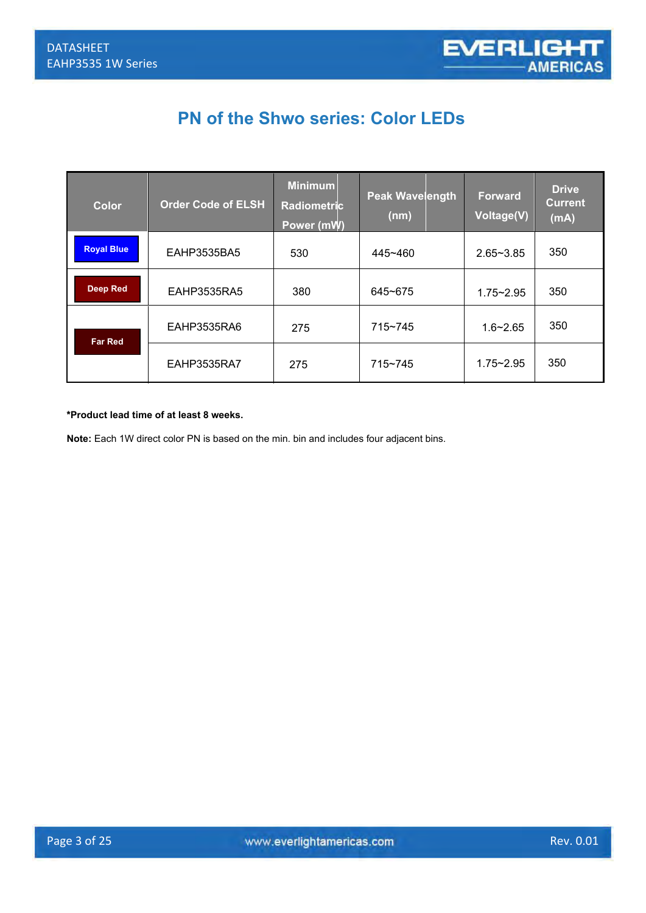# PN of the Shwo series: Color LEDs

| Color | Order Code of ELSH | Minimum Radiometric Power (mW) | Peak Wavelength (nm) | Forward Voltage(V) | Drive Current (mA) |
|---|---|---|---|---|---|
| Royal Blue | EAHP3535BA5 | 530 | 445~460 | 2.65~3.85 | 350 |
| Deep Red | EAHP3535RA5 | 380 | 645~675 | 1.75~2.95 | 350 |
| Far Red | EAHP3535RA6 | 275 | 715~745 | 1.6~2.65 | 350 |
| | EAHP3535RA7 | 275 | 715~745 | 1.75~2.95 | 350 |

**\*Product lead time of at least 8 weeks.**

**Note:** Each 1W direct color PN is based on the min. bin and includes four adjacent bins.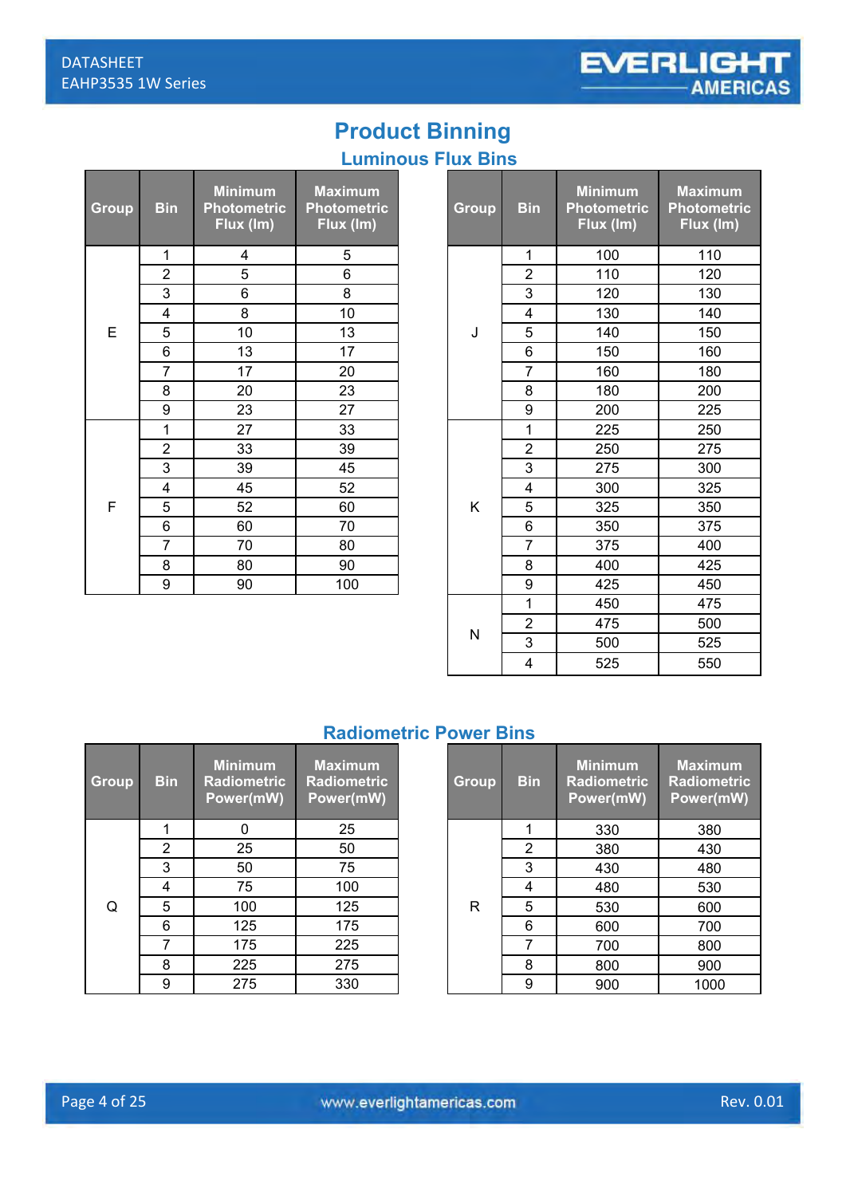# Product Binning

## Luminous Flux Bins

| Group | Bin | Minimum Photometric Flux (lm) | Maximum Photometric Flux (lm) |
|---|---|---|---|
| E | 1 | 4 | 5 |
| | 2 | 5 | 6 |
| | 3 | 6 | 8 |
| | 4 | 8 | 10 |
| | 5 | 10 | 13 |
| | 6 | 13 | 17 |
| | 7 | 17 | 20 |
| | 8 | 20 | 23 |
| | 9 | 23 | 27 |
| F | 1 | 27 | 33 |
| | 2 | 33 | 39 |
| | 3 | 39 | 45 |
| | 4 | 45 | 52 |
| | 5 | 52 | 60 |
| | 6 | 60 | 70 |
| | 7 | 70 | 80 |
| | 8 | 80 | 90 |
| | 9 | 90 | 100 |

| Group | Bin | Minimum Photometric Flux (lm) | Maximum Photometric Flux (lm) |
|---|---|---|---|
| J | 1 | 100 | 110 |
| | 2 | 110 | 120 |
| | 3 | 120 | 130 |
| | 4 | 130 | 140 |
| | 5 | 140 | 150 |
| | 6 | 150 | 160 |
| | 7 | 160 | 180 |
| | 8 | 180 | 200 |
| | 9 | 200 | 225 |
| K | 1 | 225 | 250 |
| | 2 | 250 | 275 |
| | 3 | 275 | 300 |
| | 4 | 300 | 325 |
| | 5 | 325 | 350 |
| | 6 | 350 | 375 |
| | 7 | 375 | 400 |
| | 8 | 400 | 425 |
| | 9 | 425 | 450 |
| N | 1 | 450 | 475 |
| | 2 | 475 | 500 |
| | 3 | 500 | 525 |
| | 4 | 525 | 550 |

## Radiometric Power Bins

| Group | Bin | Minimum Radiometric Power(mW) | Maximum Radiometric Power(mW) |
|---|---|---|---|
| Q | 1 | 0 | 25 |
| | 2 | 25 | 50 |
| | 3 | 50 | 75 |
| | 4 | 75 | 100 |
| | 5 | 100 | 125 |
| | 6 | 125 | 175 |
| | 7 | 175 | 225 |
| | 8 | 225 | 275 |
| | 9 | 275 | 330 |

| Group | Bin | Minimum Radiometric Power(mW) | Maximum Radiometric Power(mW) |
|---|---|---|---|
| R | 1 | 330 | 380 |
| | 2 | 380 | 430 |
| | 3 | 430 | 480 |
| | 4 | 480 | 530 |
| | 5 | 530 | 600 |
| | 6 | 600 | 700 |
| | 7 | 700 | 800 |
| | 8 | 800 | 900 |
| | 9 | 900 | 1000 |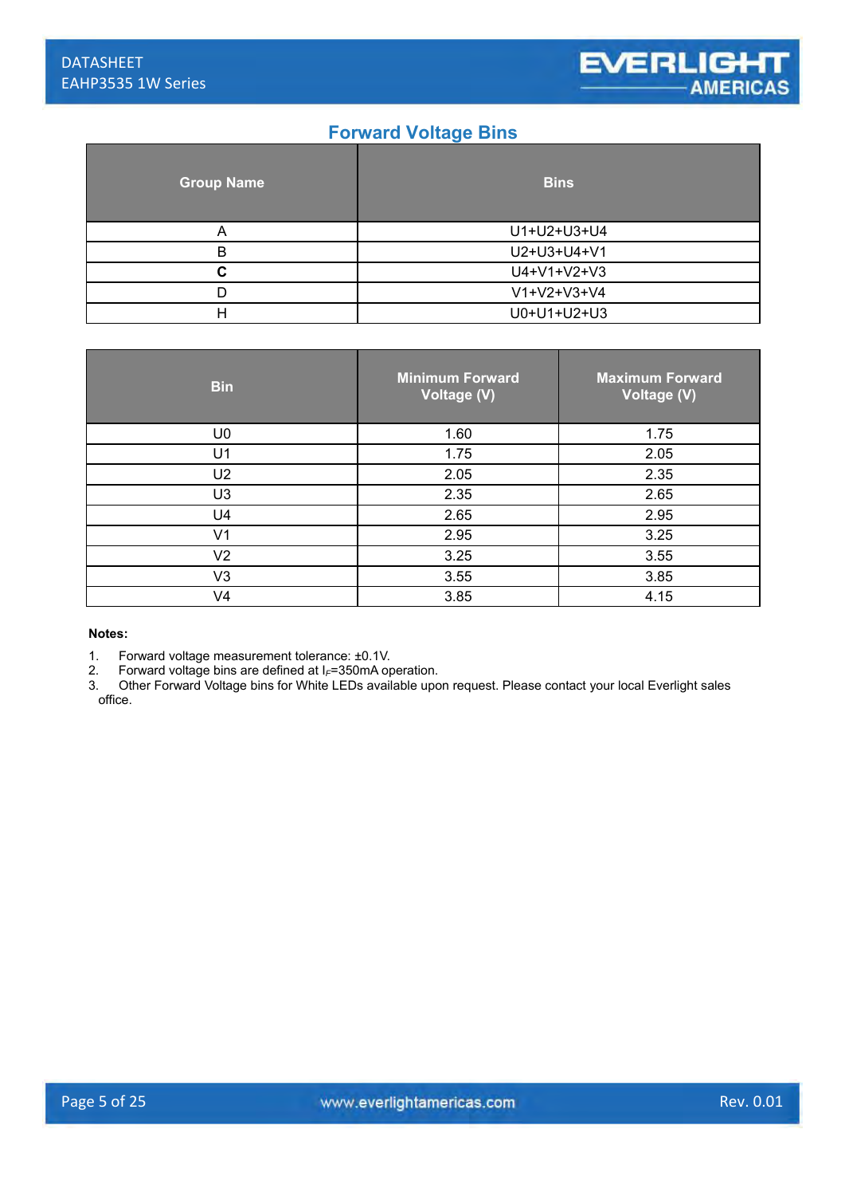## Forward Voltage Bins

| Group Name | Bins |
|---|---|
| A | U1+U2+U3+U4 |
| B | U2+U3+U4+V1 |
| **C** | U4+V1+V2+V3 |
| D | V1+V2+V3+V4 |
| H | U0+U1+U2+U3 |

| Bin | Minimum Forward Voltage (V) | Maximum Forward Voltage (V) |
|---|---|---|
| U0 | 1.60 | 1.75 |
| U1 | 1.75 | 2.05 |
| U2 | 2.05 | 2.35 |
| U3 | 2.35 | 2.65 |
| U4 | 2.65 | 2.95 |
| V1 | 2.95 | 3.25 |
| V2 | 3.25 | 3.55 |
| V3 | 3.55 | 3.85 |
| V4 | 3.85 | 4.15 |

**Notes:**

1. Forward voltage measurement tolerance: ±0.1V.
2. Forward voltage bins are defined at $I_F$=350mA operation.
3. Other Forward Voltage bins for White LEDs available upon request. Please contact your local Everlight sales office.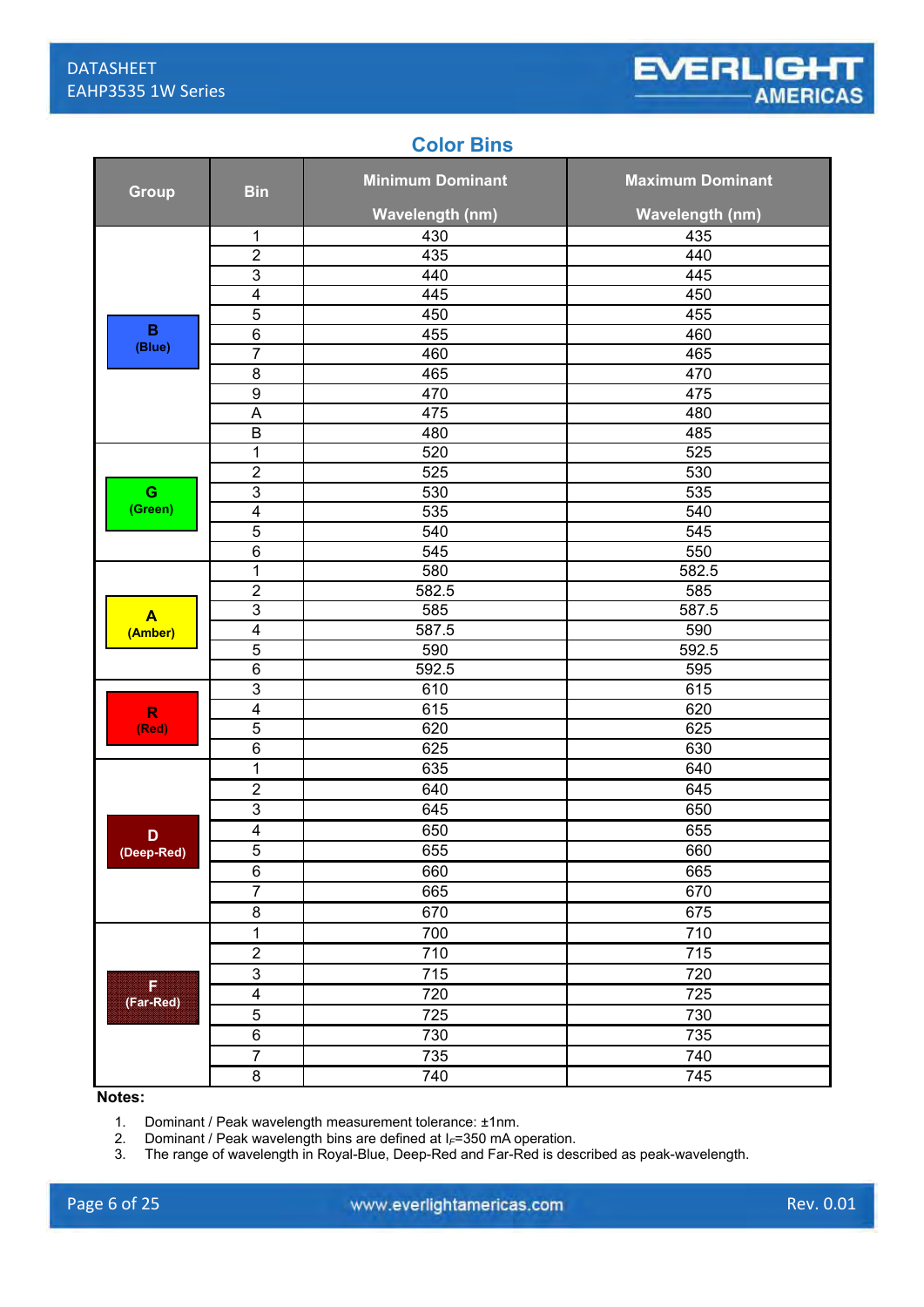## Color Bins

| Group | Bin | Minimum Dominant Wavelength (nm) | Maximum Dominant Wavelength (nm) |
|---|---|---|---|
| B (Blue) | 1 | 430 | 435 |
| | 2 | 435 | 440 |
| | 3 | 440 | 445 |
| | 4 | 445 | 450 |
| | 5 | 450 | 455 |
| | 6 | 455 | 460 |
| | 7 | 460 | 465 |
| | 8 | 465 | 470 |
| | 9 | 470 | 475 |
| | A | 475 | 480 |
| | B | 480 | 485 |
| G (Green) | 1 | 520 | 525 |
| | 2 | 525 | 530 |
| | 3 | 530 | 535 |
| | 4 | 535 | 540 |
| | 5 | 540 | 545 |
| | 6 | 545 | 550 |
| A (Amber) | 1 | 580 | 582.5 |
| | 2 | 582.5 | 585 |
| | 3 | 585 | 587.5 |
| | 4 | 587.5 | 590 |
| | 5 | 590 | 592.5 |
| | 6 | 592.5 | 595 |
| R (Red) | 3 | 610 | 615 |
| | 4 | 615 | 620 |
| | 5 | 620 | 625 |
| | 6 | 625 | 630 |
| D (Deep-Red) | 1 | 635 | 640 |
| | 2 | 640 | 645 |
| | 3 | 645 | 650 |
| | 4 | 650 | 655 |
| | 5 | 655 | 660 |
| | 6 | 660 | 665 |
| | 7 | 665 | 670 |
| | 8 | 670 | 675 |
| F (Far-Red) | 1 | 700 | 710 |
| | 2 | 710 | 715 |
| | 3 | 715 | 720 |
| | 4 | 720 | 725 |
| | 5 | 725 | 730 |
| | 6 | 730 | 735 |
| | 7 | 735 | 740 |
| | 8 | 740 | 745 |

**Notes:**

1. Dominant / Peak wavelength measurement tolerance: ±1nm.
2. Dominant / Peak wavelength bins are defined at $I_F$=350 mA operation.
3. The range of wavelength in Royal-Blue, Deep-Red and Far-Red is described as peak-wavelength.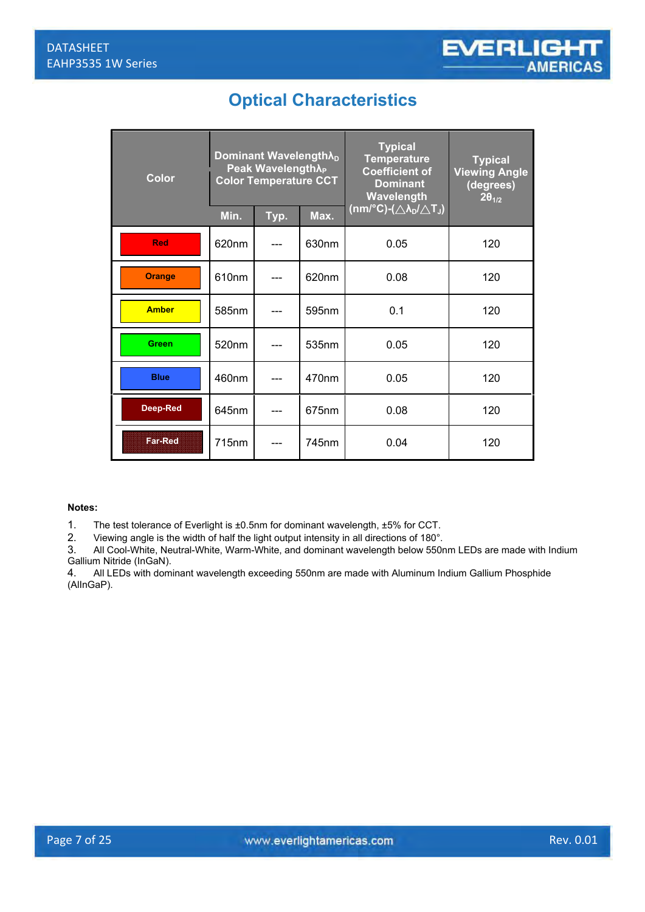## Optical Characteristics

| Color | Dominant Wavelength $\lambda_D$ Peak Wavelength $\lambda_P$ Color Temperature CCT | | | Typical Temperature Coefficient of Dominant Wavelength (nm/°C)-($\triangle\lambda_D/\triangle T_J$) | Typical Viewing Angle (degrees) $2\theta_{1/2}$ |
|---|---|---|---|---|---|
| | Min. | Typ. | Max. | | |
| Red | 620nm | --- | 630nm | 0.05 | 120 |
| Orange | 610nm | --- | 620nm | 0.08 | 120 |
| Amber | 585nm | --- | 595nm | 0.1 | 120 |
| Green | 520nm | --- | 535nm | 0.05 | 120 |
| Blue | 460nm | --- | 470nm | 0.05 | 120 |
| Deep-Red | 645nm | --- | 675nm | 0.08 | 120 |
| Far-Red | 715nm | --- | 745nm | 0.04 | 120 |

**Notes:**

1. The test tolerance of Everlight is ±0.5nm for dominant wavelength, ±5% for CCT.
2. Viewing angle is the width of half the light output intensity in all directions of 180°.
3. All Cool-White, Neutral-White, Warm-White, and dominant wavelength below 550nm LEDs are made with Indium Gallium Nitride (InGaN).
4. All LEDs with dominant wavelength exceeding 550nm are made with Aluminum Indium Gallium Phosphide (AlInGaP).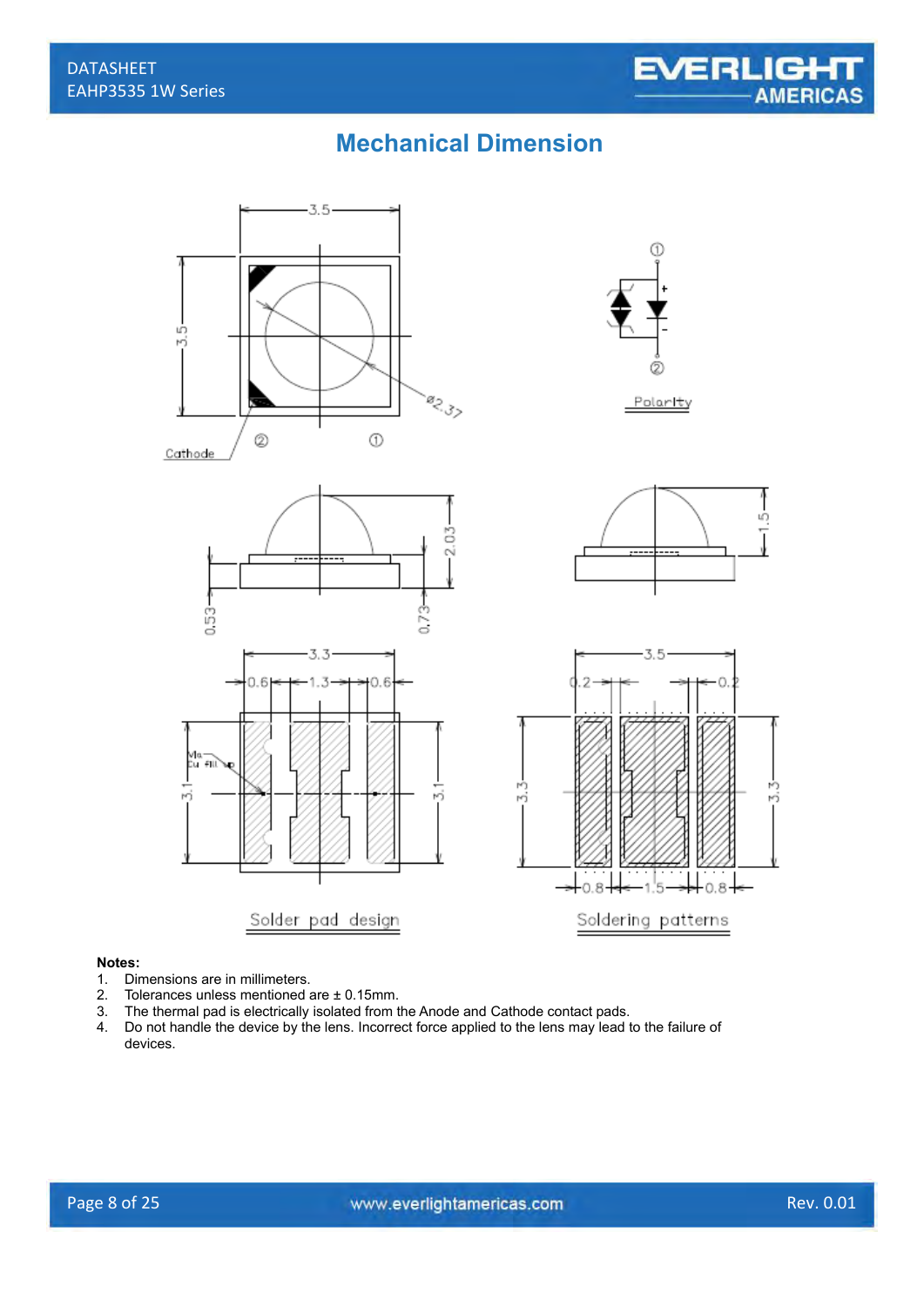## Mechanical Dimension

3.5

3.5

Ø2.37

Cathode

② ①

①

②

Polarity

2.03

0.53

0.73

1.5

3.3

0.6 1.3 0.6

Via Cu fill up

3.1

3.1

Solder pad design

3.5

0.2 0.2

3.3

3.3

0.8 1.5 0.8

Soldering patterns

**Notes:**

1. Dimensions are in millimeters.
2. Tolerances unless mentioned are ± 0.15mm.
3. The thermal pad is electrically isolated from the Anode and Cathode contact pads.
4. Do not handle the device by the lens. Incorrect force applied to the lens may lead to the failure of devices.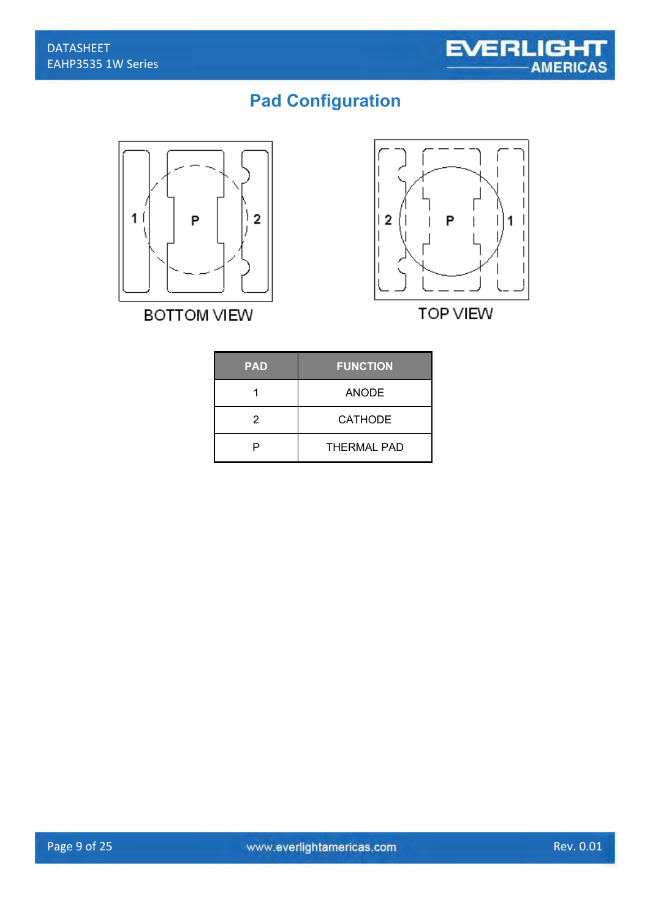## Pad Configuration

BOTTOM VIEW

TOP VIEW

| PAD | FUNCTION |
|---|---|
| 1 | ANODE |
| 2 | CATHODE |
| P | THERMAL PAD |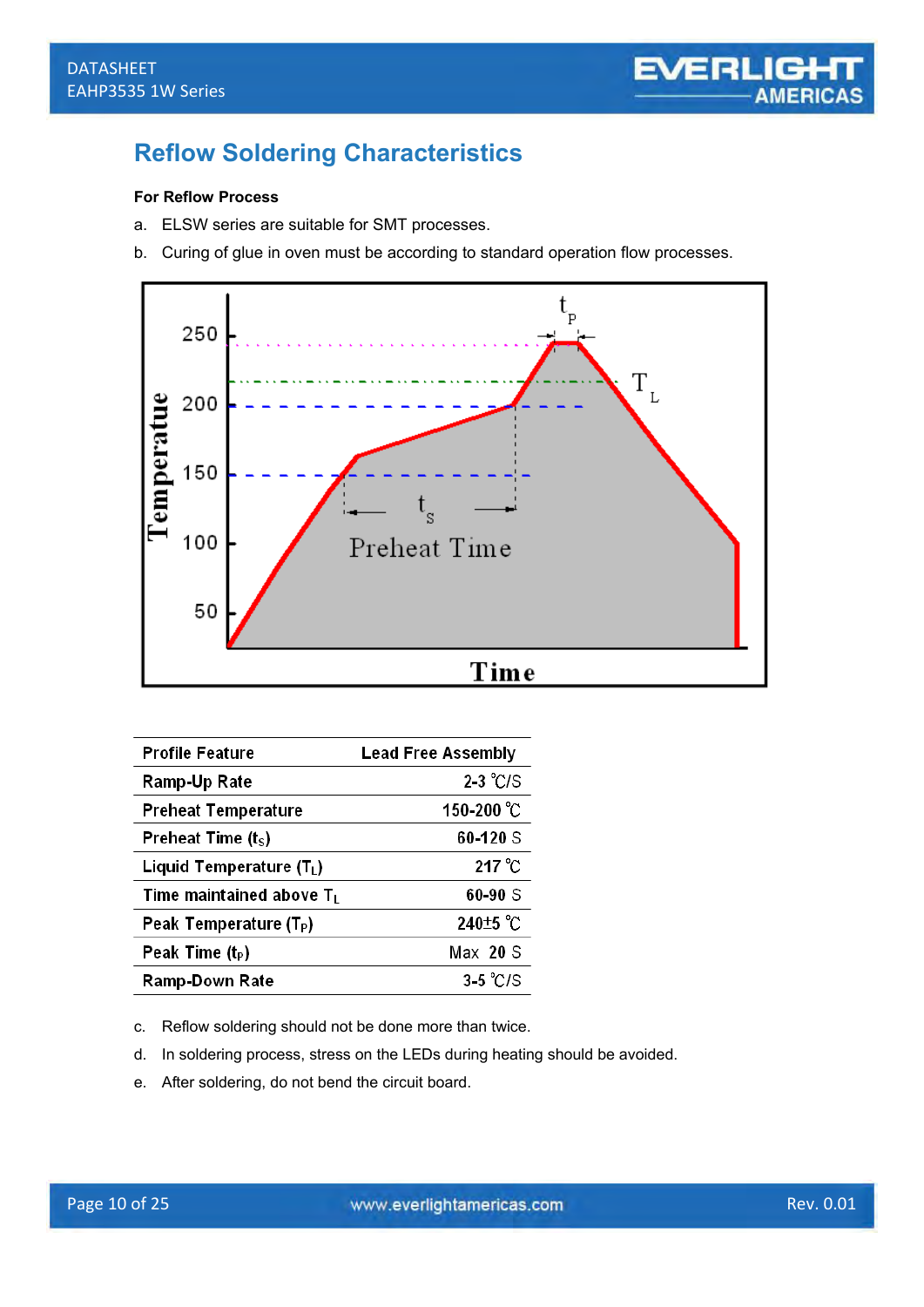## Reflow Soldering Characteristics

**For Reflow Process**

a. ELSW series are suitable for SMT processes.

b. Curing of glue in oven must be according to standard operation flow processes.

| Profile Feature | Lead Free Assembly |
|---|---|
| Ramp-Up Rate | 2-3 ℃/S |
| Preheat Temperature | 150-200 ℃ |
| Preheat Time ($t_S$) | 60-120 S |
| Liquid Temperature ($T_L$) | 217 ℃ |
| Time maintained above $T_L$ | 60-90 S |
| Peak Temperature ($T_P$) | 240±5 ℃ |
| Peak Time ($t_P$) | Max 20 S |
| Ramp-Down Rate | 3-5 ℃/S |

c. Reflow soldering should not be done more than twice.

d. In soldering process, stress on the LEDs during heating should be avoided.

e. After soldering, do not bend the circuit board.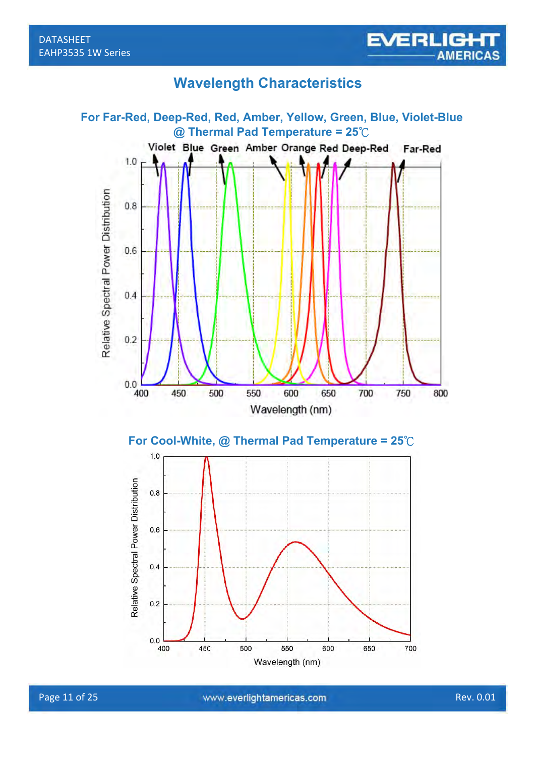# Wavelength Characteristics

## For Far-Red, Deep-Red, Red, Amber, Yellow, Green, Blue, Violet-Blue @ Thermal Pad Temperature = 25℃

## For Cool-White, @ Thermal Pad Temperature = 25℃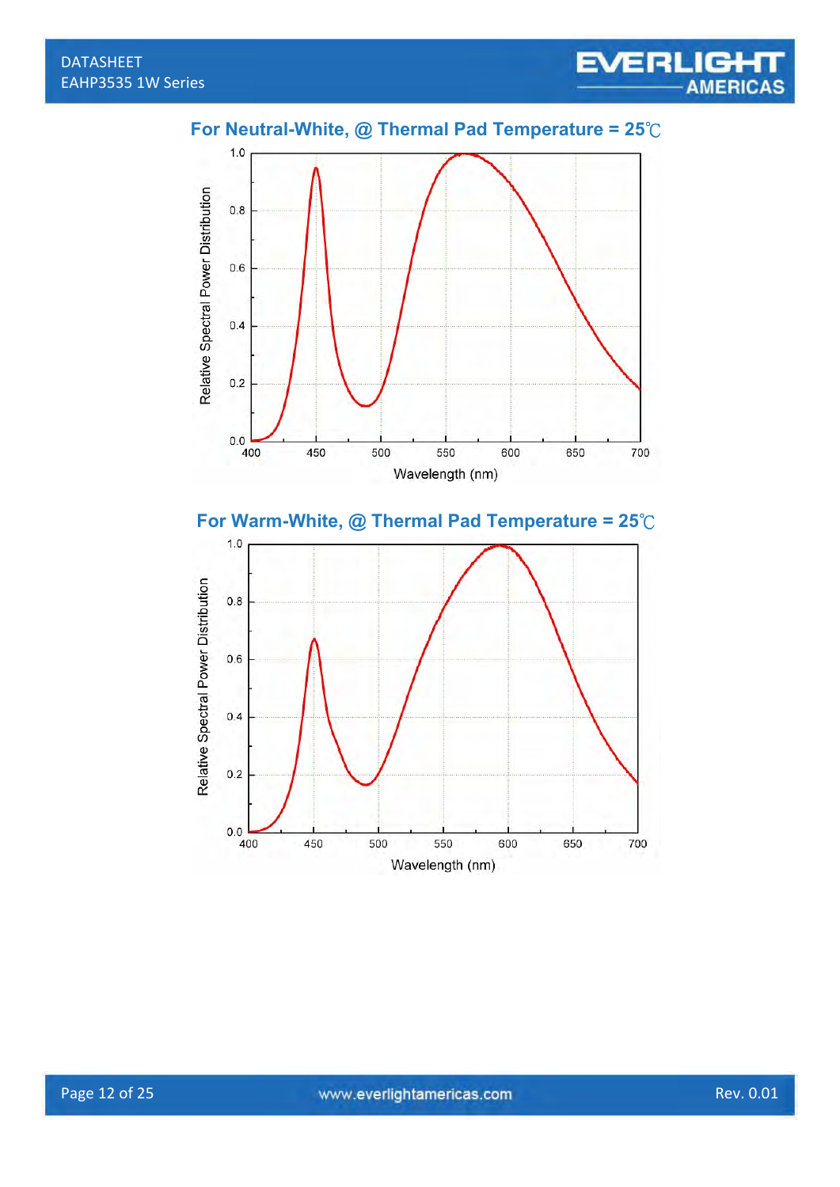### For Neutral-White, @ Thermal Pad Temperature = 25℃

Relative Spectral Power Distribution

Wavelength (nm)

### For Warm-White, @ Thermal Pad Temperature = 25℃

Relative Spectral Power Distribution

Wavelength (nm)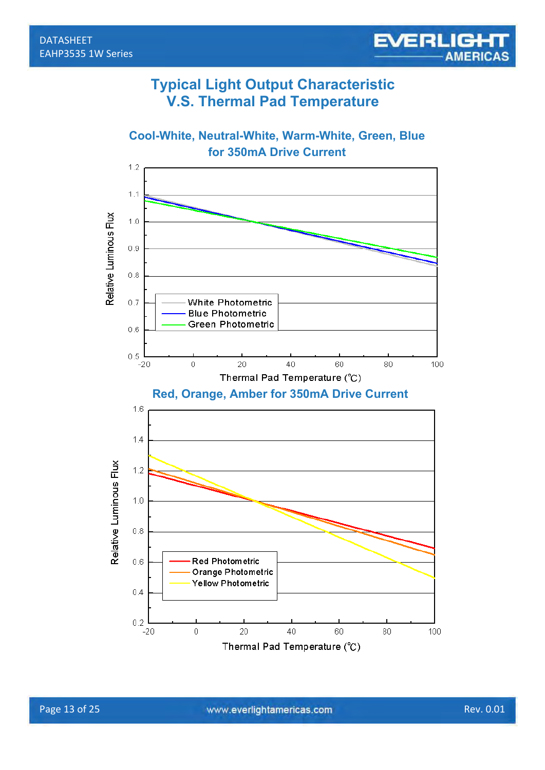# Typical Light Output Characteristic V.S. Thermal Pad Temperature

## Cool-White, Neutral-White, Warm-White, Green, Blue for 350mA Drive Current

Relative Luminous Flux

1.2
1.1
1.0
0.9
0.8
0.7
0.6
0.5

-20 0 20 40 60 80 100

Thermal Pad Temperature (℃)

- White Photometric
- Blue Photometric
- Green Photometric

## Red, Orange, Amber for 350mA Drive Current

Relative Luminous Flux

1.6
1.4
1.2
1.0
0.8
0.6
0.4
0.2

-20 0 20 40 60 80 100

Thermal Pad Temperature (℃)

- Red Photometric
- Orange Photometric
- Yellow Photometric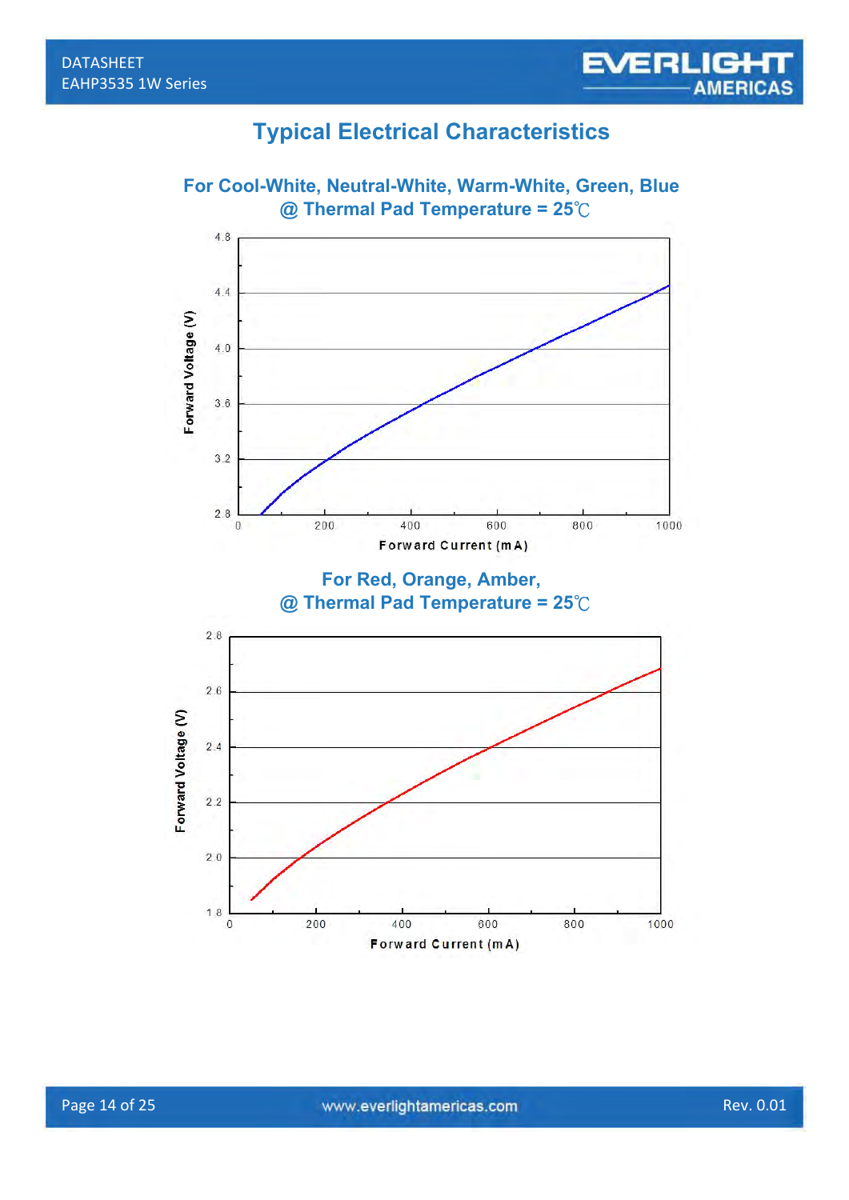# Typical Electrical Characteristics

### For Cool-White, Neutral-White, Warm-White, Green, Blue
### @ Thermal Pad Temperature = 25℃

Forward Voltage (V)

4.8
4.4
4.0
3.6
3.2
2.8

0 200 400 600 800 1000

Forward Current (mA)

### For Red, Orange, Amber,
### @ Thermal Pad Temperature = 25℃

Forward Voltage (V)

2.8
2.6
2.4
2.2
2.0
1.8

0 200 400 600 800 1000

Forward Current (mA)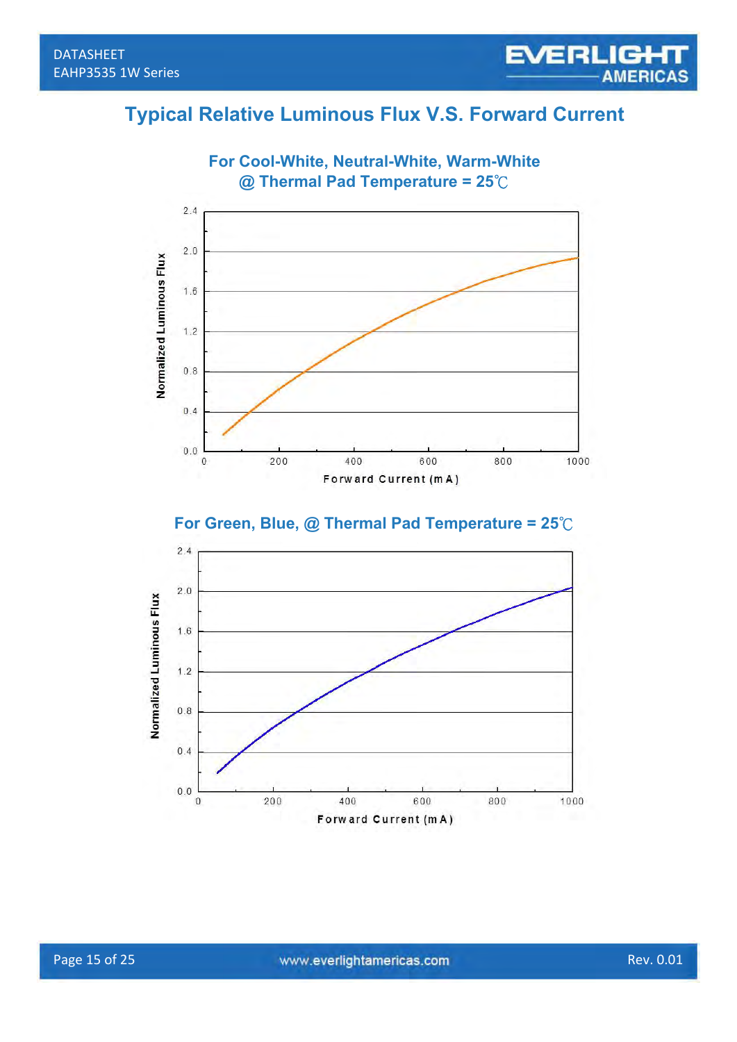# Typical Relative Luminous Flux V.S. Forward Current

## For Cool-White, Neutral-White, Warm-White @ Thermal Pad Temperature = 25℃

Normalized Luminous Flux

2.4
2.0
1.6
1.2
0.8
0.4
0.0

0 200 400 600 800 1000

Forward Current (mA)

## For Green, Blue, @ Thermal Pad Temperature = 25℃

Normalized Luminous Flux

2.4
2.0
1.6
1.2
0.8
0.4
0.0

0 200 400 600 800 1000

Forward Current (mA)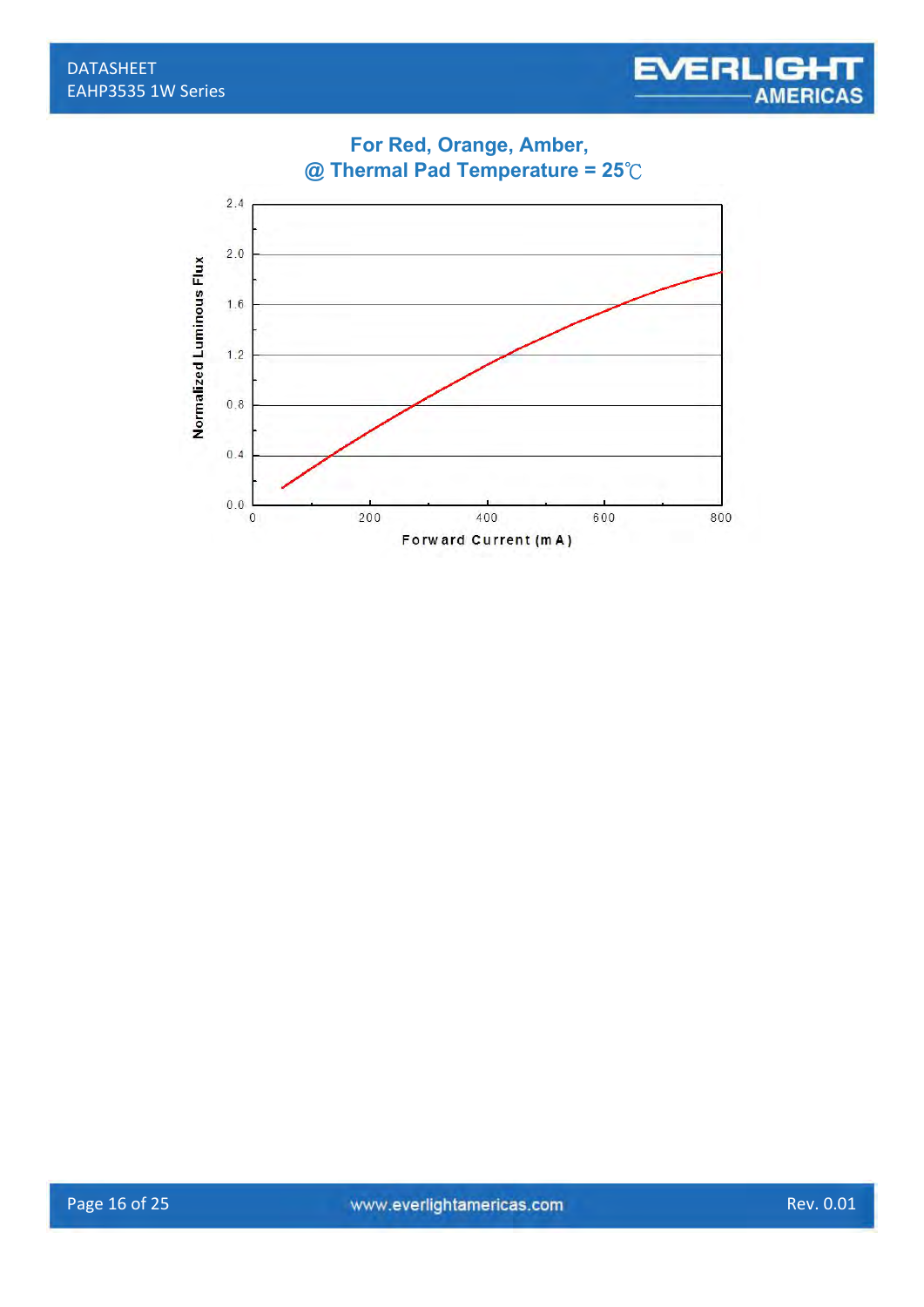**For Red, Orange, Amber,**
**@ Thermal Pad Temperature = 25℃**

Normalized Luminous Flux

2.4
2.0
1.6
1.2
0.8
0.4
0.0

0 200 400 600 800

Forward Current (mA)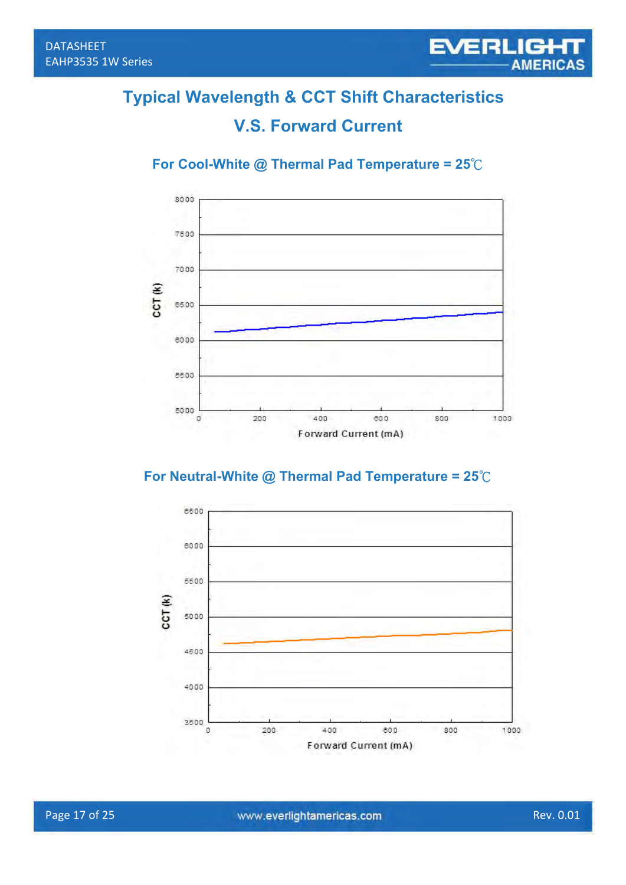# Typical Wavelength & CCT Shift Characteristics

# V.S. Forward Current

### For Cool-White @ Thermal Pad Temperature = 25℃

### For Neutral-White @ Thermal Pad Temperature = 25℃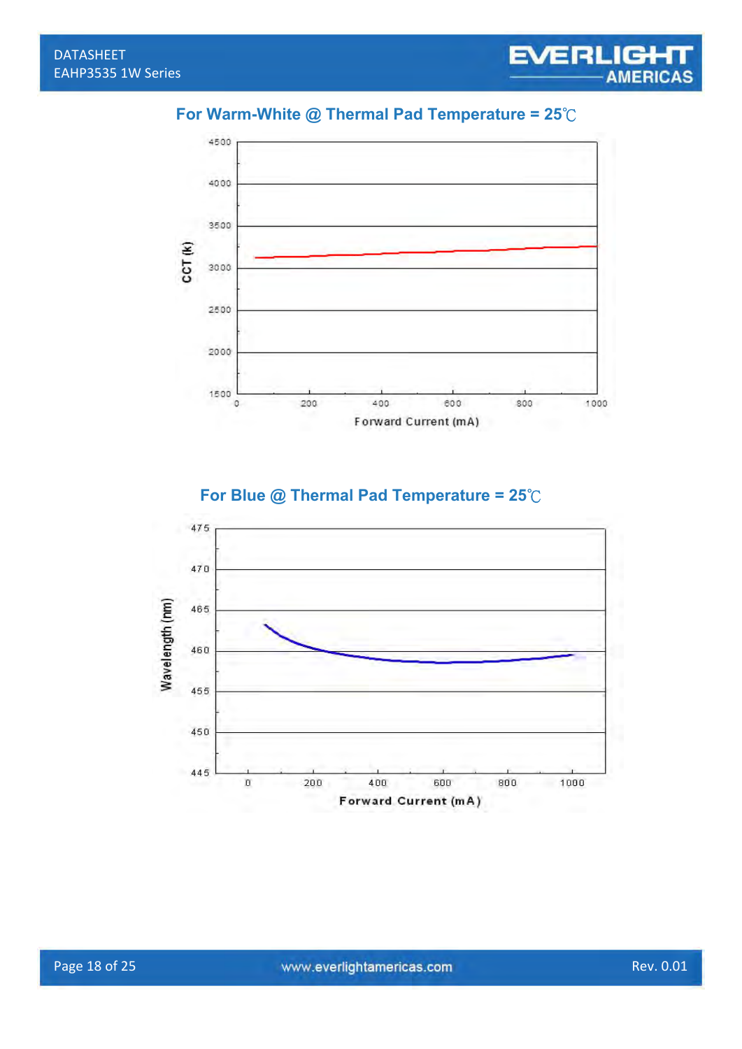**For Warm-White @ Thermal Pad Temperature = 25℃**

CCT (k)

4500
4000
3500
3000
2500
2000
1500

0 200 400 600 800 1000

Forward Current (mA)

**For Blue @ Thermal Pad Temperature = 25℃**

Wavelength (nm)

475
470
465
460
455
450
445

0 200 400 600 800 1000

Forward Current (mA)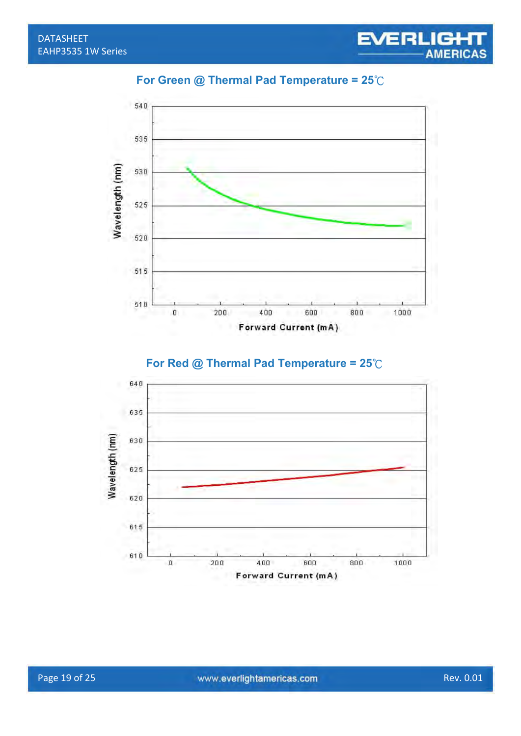### For Green @ Thermal Pad Temperature = 25℃

Wavelength (nm)

540
535
530
525
520
515
510

0 200 400 600 800 1000

Forward Current (mA)

### For Red @ Thermal Pad Temperature = 25℃

Wavelength (nm)

640
635
630
625
620
615
610

0 200 400 600 800 1000

Forward Current (mA)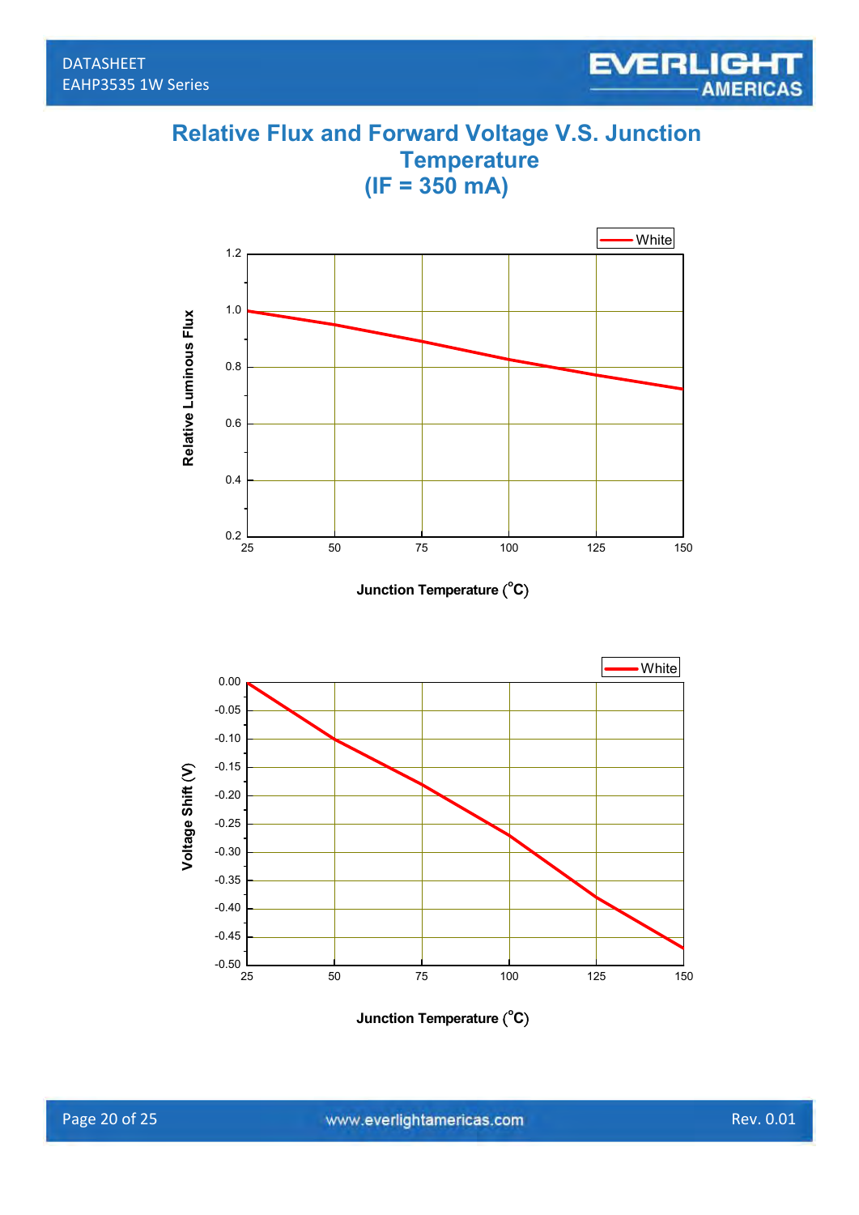## Relative Flux and Forward Voltage V.S. Junction Temperature (IF = 350 mA)

White

Relative Luminous Flux

Junction Temperature (°C)

White

Voltage Shift (V)

Junction Temperature (°C)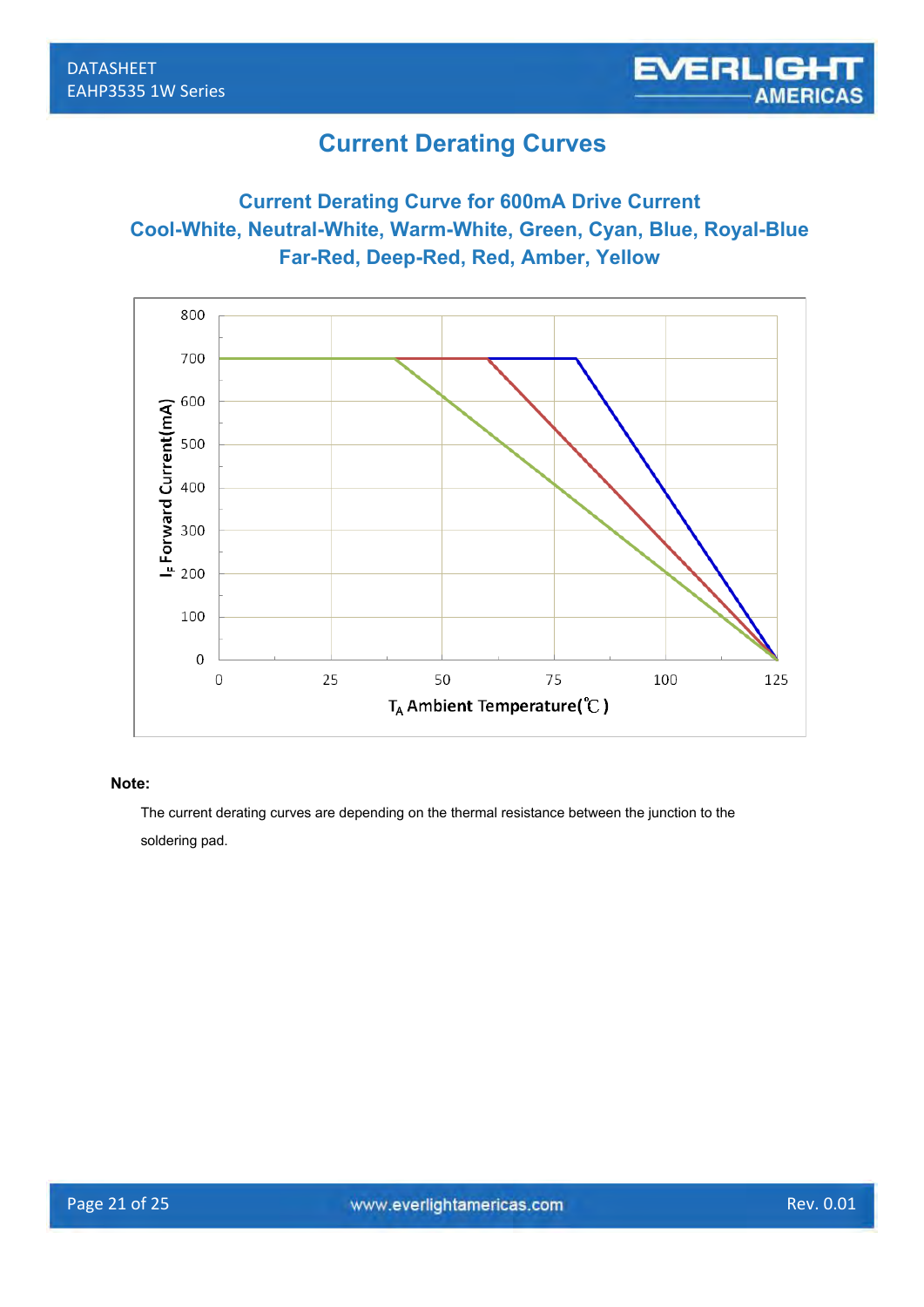# Current Derating Curves

## Current Derating Curve for 600mA Drive Current
## Cool-White, Neutral-White, Warm-White, Green, Cyan, Blue, Royal-Blue
## Far-Red, Deep-Red, Red, Amber, Yellow

**Note:**

The current derating curves are depending on the thermal resistance between the junction to the soldering pad.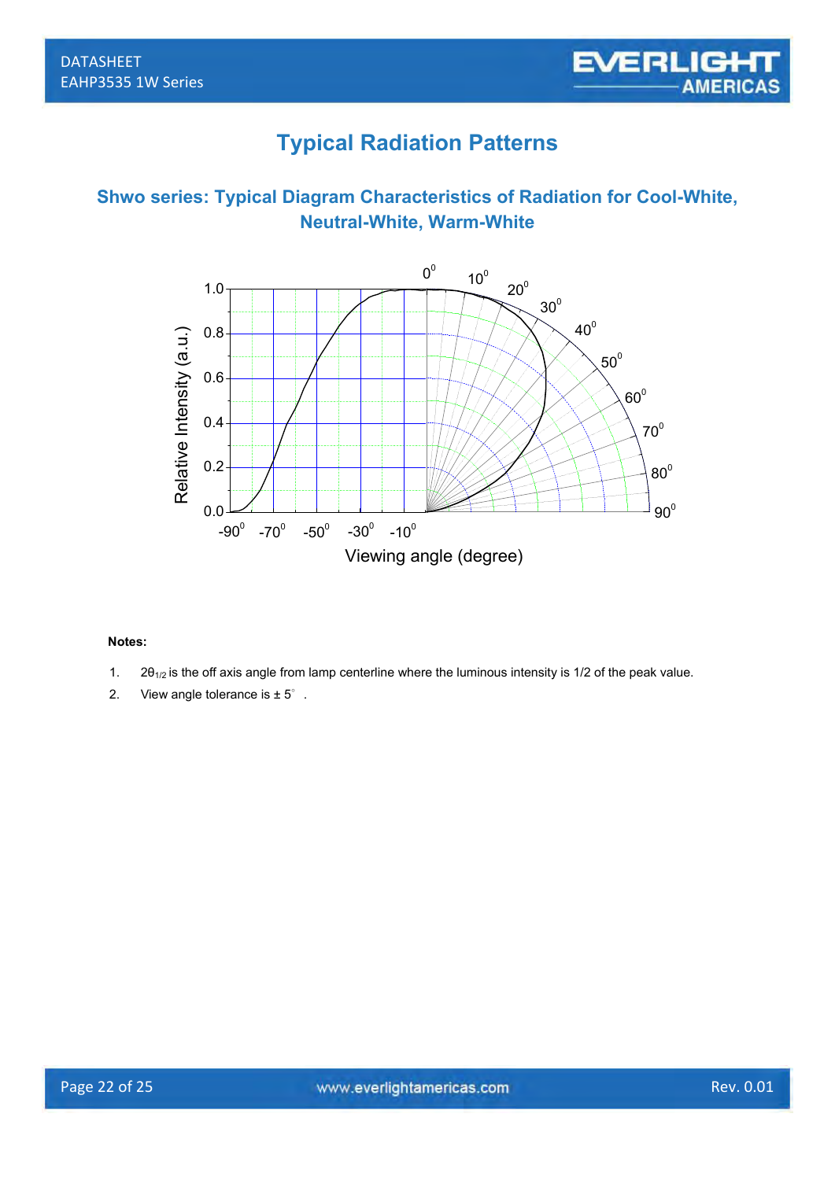# Typical Radiation Patterns

## Shwo series: Typical Diagram Characteristics of Radiation for Cool-White, Neutral-White, Warm-White

**Notes:**

1. $2\theta_{1/2}$ is the off axis angle from lamp centerline where the luminous intensity is 1/2 of the peak value.
2. View angle tolerance is ± 5°.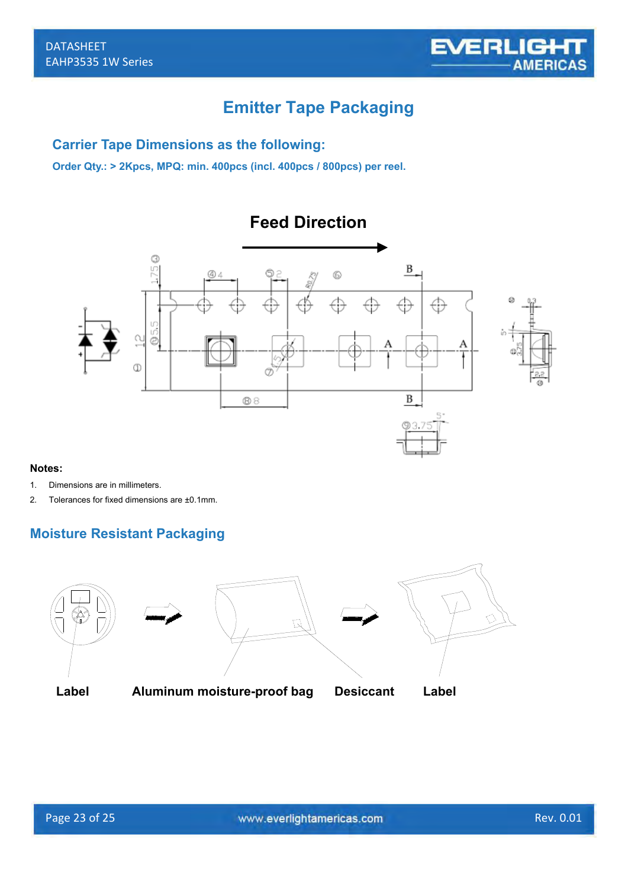# Emitter Tape Packaging

## Carrier Tape Dimensions as the following:

**Order Qty.: > 2Kpcs, MPQ: min. 400pcs (incl. 400pcs / 800pcs) per reel.**

**Feed Direction**

**Notes:**

1. Dimensions are in millimeters.
2. Tolerances for fixed dimensions are ±0.1mm.

## Moisture Resistant Packaging

**Label** **Aluminum moisture-proof bag** **Desiccant** **Label**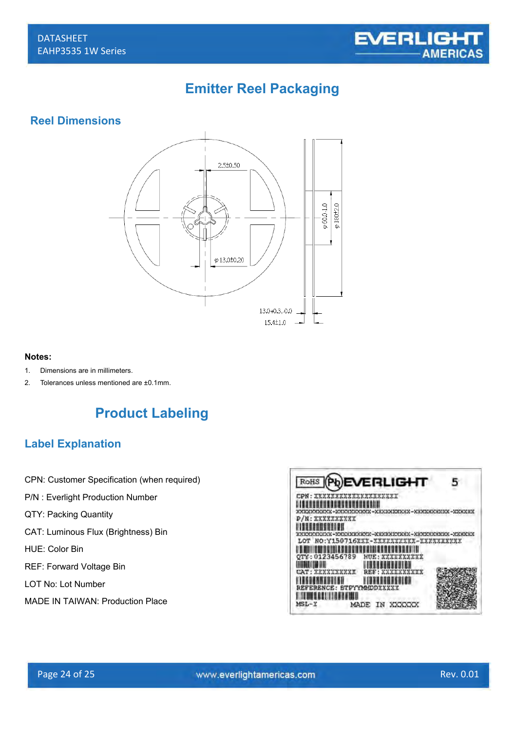# Emitter Reel Packaging

## Reel Dimensions

**Notes:**

1. Dimensions are in millimeters.
2. Tolerances unless mentioned are ±0.1mm.

# Product Labeling

## Label Explanation

CPN: Customer Specification (when required)

P/N : Everlight Production Number

QTY: Packing Quantity

CAT: Luminous Flux (Brightness) Bin

HUE: Color Bin

REF: Forward Voltage Bin

LOT No: Lot Number

MADE IN TAIWAN: Production Place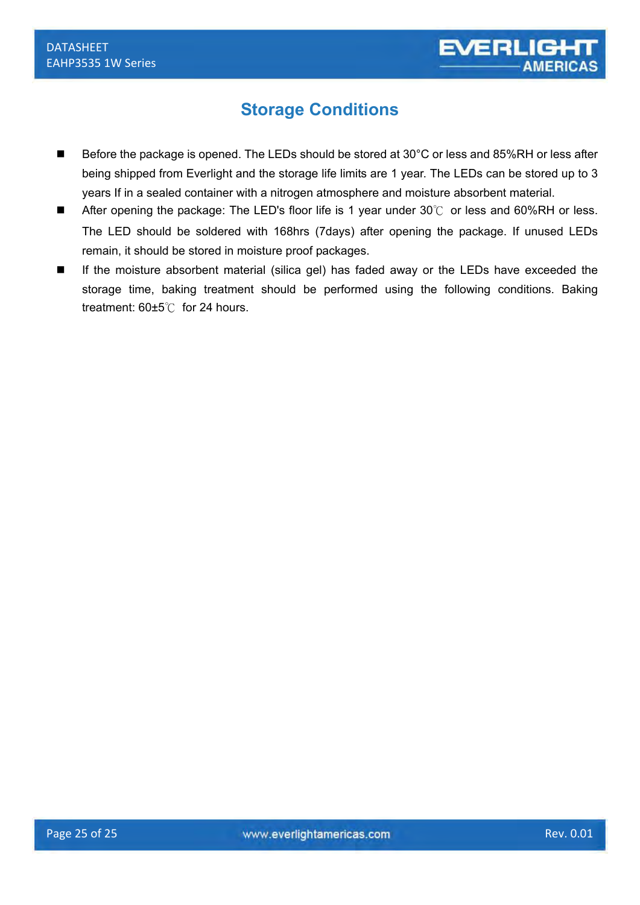## Storage Conditions

- Before the package is opened. The LEDs should be stored at 30°C or less and 85%RH or less after being shipped from Everlight and the storage life limits are 1 year. The LEDs can be stored up to 3 years If in a sealed container with a nitrogen atmosphere and moisture absorbent material.
- After opening the package: The LED's floor life is 1 year under 30℃ or less and 60%RH or less. The LED should be soldered with 168hrs (7days) after opening the package. If unused LEDs remain, it should be stored in moisture proof packages.
- If the moisture absorbent material (silica gel) has faded away or the LEDs have exceeded the storage time, baking treatment should be performed using the following conditions. Baking treatment: 60±5℃ for 24 hours.